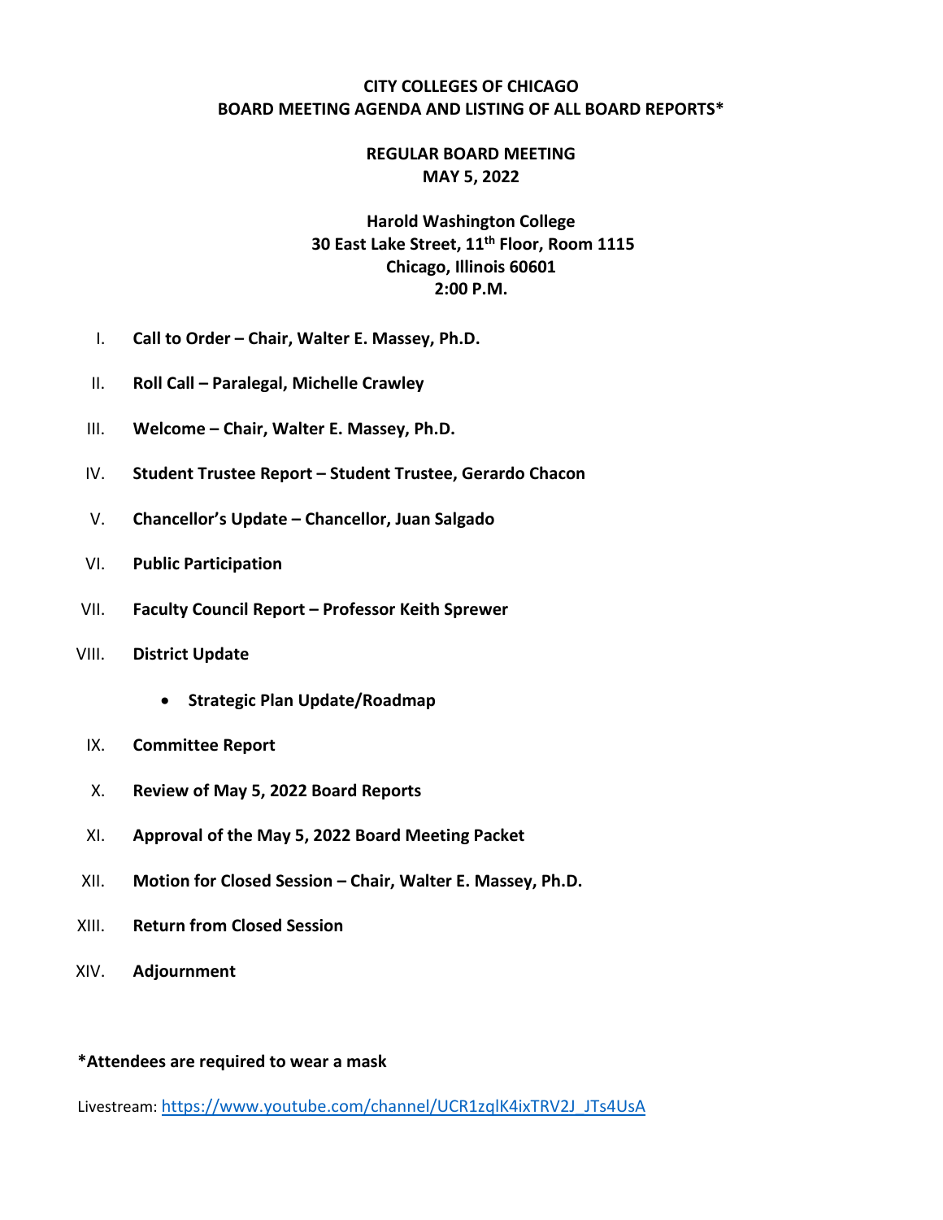**CITY COLLEGES OF CHICAGO**
**BOARD MEETING AGENDA AND LISTING OF ALL BOARD REPORTS***

**REGULAR BOARD MEETING**
**MAY 5, 2022**

**Harold Washington College**
**30 East Lake Street, 11th Floor, Room 1115**
**Chicago, Illinois 60601**
**2:00 P.M.**

I. **Call to Order – Chair, Walter E. Massey, Ph.D.**

II. **Roll Call – Paralegal, Michelle Crawley**

III. **Welcome – Chair, Walter E. Massey, Ph.D.**

IV. **Student Trustee Report – Student Trustee, Gerardo Chacon**

V. **Chancellor's Update – Chancellor, Juan Salgado**

VI. **Public Participation**

VII. **Faculty Council Report – Professor Keith Sprewer**

VIII. **District Update**

- **Strategic Plan Update/Roadmap**

IX. **Committee Report**

X. **Review of May 5, 2022 Board Reports**

XI. **Approval of the May 5, 2022 Board Meeting Packet**

XII. **Motion for Closed Session – Chair, Walter E. Massey, Ph.D.**

XIII. **Return from Closed Session**

XIV. **Adjournment**

**\*Attendees are required to wear a mask**

Livestream: https://www.youtube.com/channel/UCR1zqlK4ixTRV2J_JTs4UsA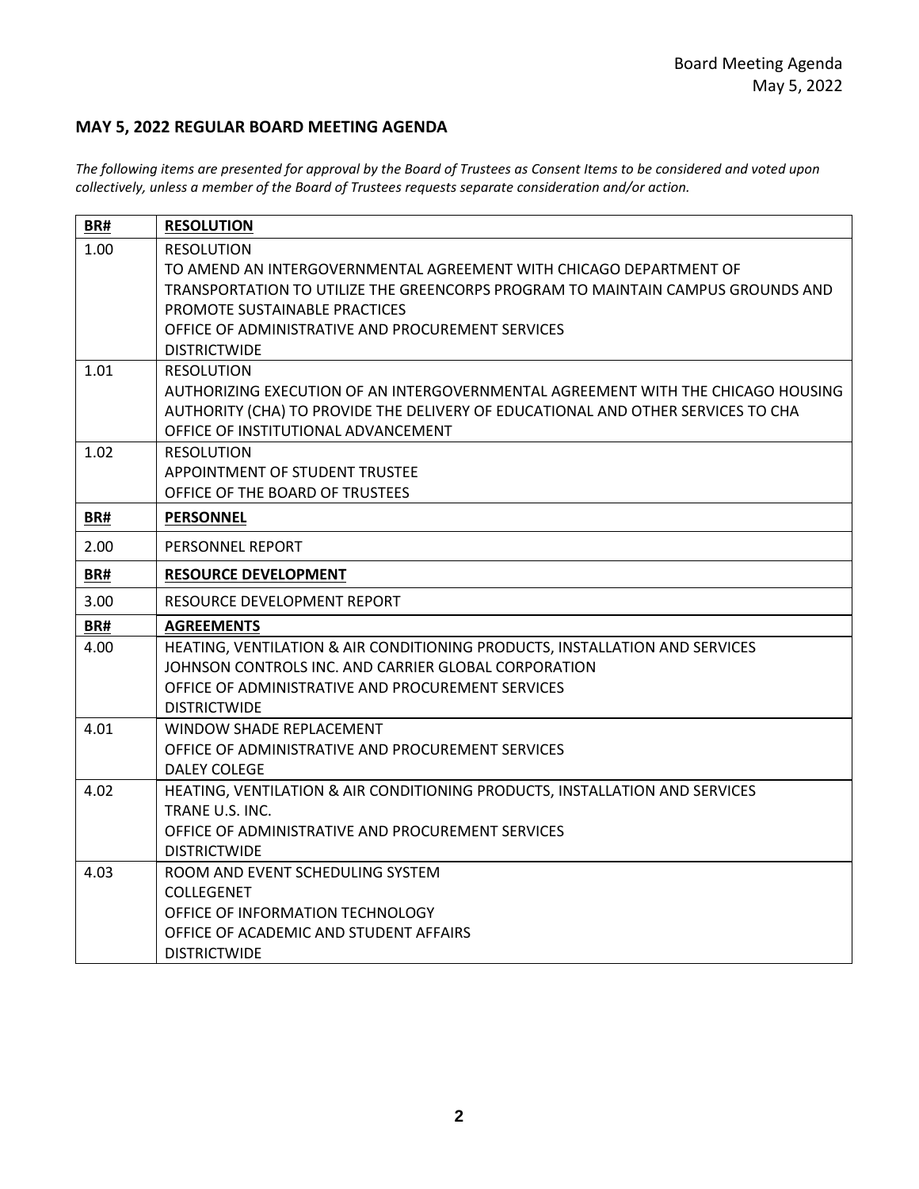## MAY 5, 2022 REGULAR BOARD MEETING AGENDA

*The following items are presented for approval by the Board of Trustees as Consent Items to be considered and voted upon collectively, unless a member of the Board of Trustees requests separate consideration and/or action.*

| BR# | RESOLUTION |
|---|---|
| 1.00 | RESOLUTION<br>TO AMEND AN INTERGOVERNMENTAL AGREEMENT WITH CHICAGO DEPARTMENT OF TRANSPORTATION TO UTILIZE THE GREENCORPS PROGRAM TO MAINTAIN CAMPUS GROUNDS AND PROMOTE SUSTAINABLE PRACTICES<br>OFFICE OF ADMINISTRATIVE AND PROCUREMENT SERVICES<br>DISTRICTWIDE |
| 1.01 | RESOLUTION<br>AUTHORIZING EXECUTION OF AN INTERGOVERNMENTAL AGREEMENT WITH THE CHICAGO HOUSING AUTHORITY (CHA) TO PROVIDE THE DELIVERY OF EDUCATIONAL AND OTHER SERVICES TO CHA<br>OFFICE OF INSTITUTIONAL ADVANCEMENT |
| 1.02 | RESOLUTION<br>APPOINTMENT OF STUDENT TRUSTEE<br>OFFICE OF THE BOARD OF TRUSTEES |
| **BR#** | **PERSONNEL** |
| 2.00 | PERSONNEL REPORT |
| **BR#** | **RESOURCE DEVELOPMENT** |
| 3.00 | RESOURCE DEVELOPMENT REPORT |
| **BR#** | **AGREEMENTS** |
| 4.00 | HEATING, VENTILATION & AIR CONDITIONING PRODUCTS, INSTALLATION AND SERVICES<br>JOHNSON CONTROLS INC. AND CARRIER GLOBAL CORPORATION<br>OFFICE OF ADMINISTRATIVE AND PROCUREMENT SERVICES<br>DISTRICTWIDE |
| 4.01 | WINDOW SHADE REPLACEMENT<br>OFFICE OF ADMINISTRATIVE AND PROCUREMENT SERVICES<br>DALEY COLEGE |
| 4.02 | HEATING, VENTILATION & AIR CONDITIONING PRODUCTS, INSTALLATION AND SERVICES<br>TRANE U.S. INC.<br>OFFICE OF ADMINISTRATIVE AND PROCUREMENT SERVICES<br>DISTRICTWIDE |
| 4.03 | ROOM AND EVENT SCHEDULING SYSTEM<br>COLLEGENET<br>OFFICE OF INFORMATION TECHNOLOGY<br>OFFICE OF ACADEMIC AND STUDENT AFFAIRS<br>DISTRICTWIDE |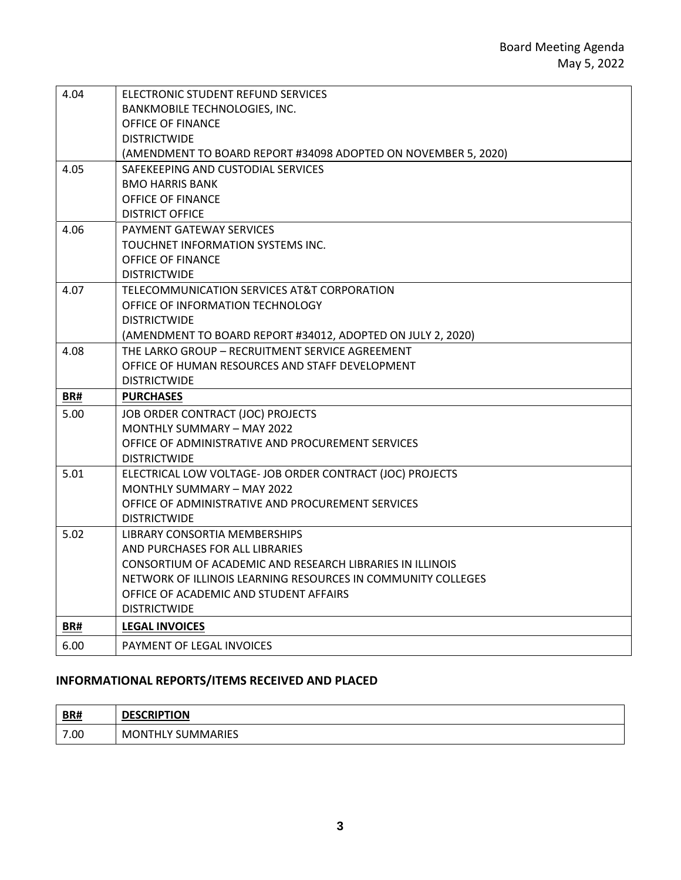| | |
|---|---|
| 4.04 | ELECTRONIC STUDENT REFUND SERVICES<br>BANKMOBILE TECHNOLOGIES, INC.<br>OFFICE OF FINANCE<br>DISTRICTWIDE<br>(AMENDMENT TO BOARD REPORT #34098 ADOPTED ON NOVEMBER 5, 2020) |
| 4.05 | SAFEKEEPING AND CUSTODIAL SERVICES<br>BMO HARRIS BANK<br>OFFICE OF FINANCE<br>DISTRICT OFFICE |
| 4.06 | PAYMENT GATEWAY SERVICES<br>TOUCHNET INFORMATION SYSTEMS INC.<br>OFFICE OF FINANCE<br>DISTRICTWIDE |
| 4.07 | TELECOMMUNICATION SERVICES AT&T CORPORATION<br>OFFICE OF INFORMATION TECHNOLOGY<br>DISTRICTWIDE<br>(AMENDMENT TO BOARD REPORT #34012, ADOPTED ON JULY 2, 2020) |
| 4.08 | THE LARKO GROUP – RECRUITMENT SERVICE AGREEMENT<br>OFFICE OF HUMAN RESOURCES AND STAFF DEVELOPMENT<br>DISTRICTWIDE |
| **BR#** | **PURCHASES** |
| 5.00 | JOB ORDER CONTRACT (JOC) PROJECTS<br>MONTHLY SUMMARY – MAY 2022<br>OFFICE OF ADMINISTRATIVE AND PROCUREMENT SERVICES<br>DISTRICTWIDE |
| 5.01 | ELECTRICAL LOW VOLTAGE- JOB ORDER CONTRACT (JOC) PROJECTS<br>MONTHLY SUMMARY – MAY 2022<br>OFFICE OF ADMINISTRATIVE AND PROCUREMENT SERVICES<br>DISTRICTWIDE |
| 5.02 | LIBRARY CONSORTIA MEMBERSHIPS<br>AND PURCHASES FOR ALL LIBRARIES<br>CONSORTIUM OF ACADEMIC AND RESEARCH LIBRARIES IN ILLINOIS<br>NETWORK OF ILLINOIS LEARNING RESOURCES IN COMMUNITY COLLEGES<br>OFFICE OF ACADEMIC AND STUDENT AFFAIRS<br>DISTRICTWIDE |
| **BR#** | **LEGAL INVOICES** |
| 6.00 | PAYMENT OF LEGAL INVOICES |

## INFORMATIONAL REPORTS/ITEMS RECEIVED AND PLACED

| BR# | DESCRIPTION |
|---|---|
| 7.00 | MONTHLY SUMMARIES |